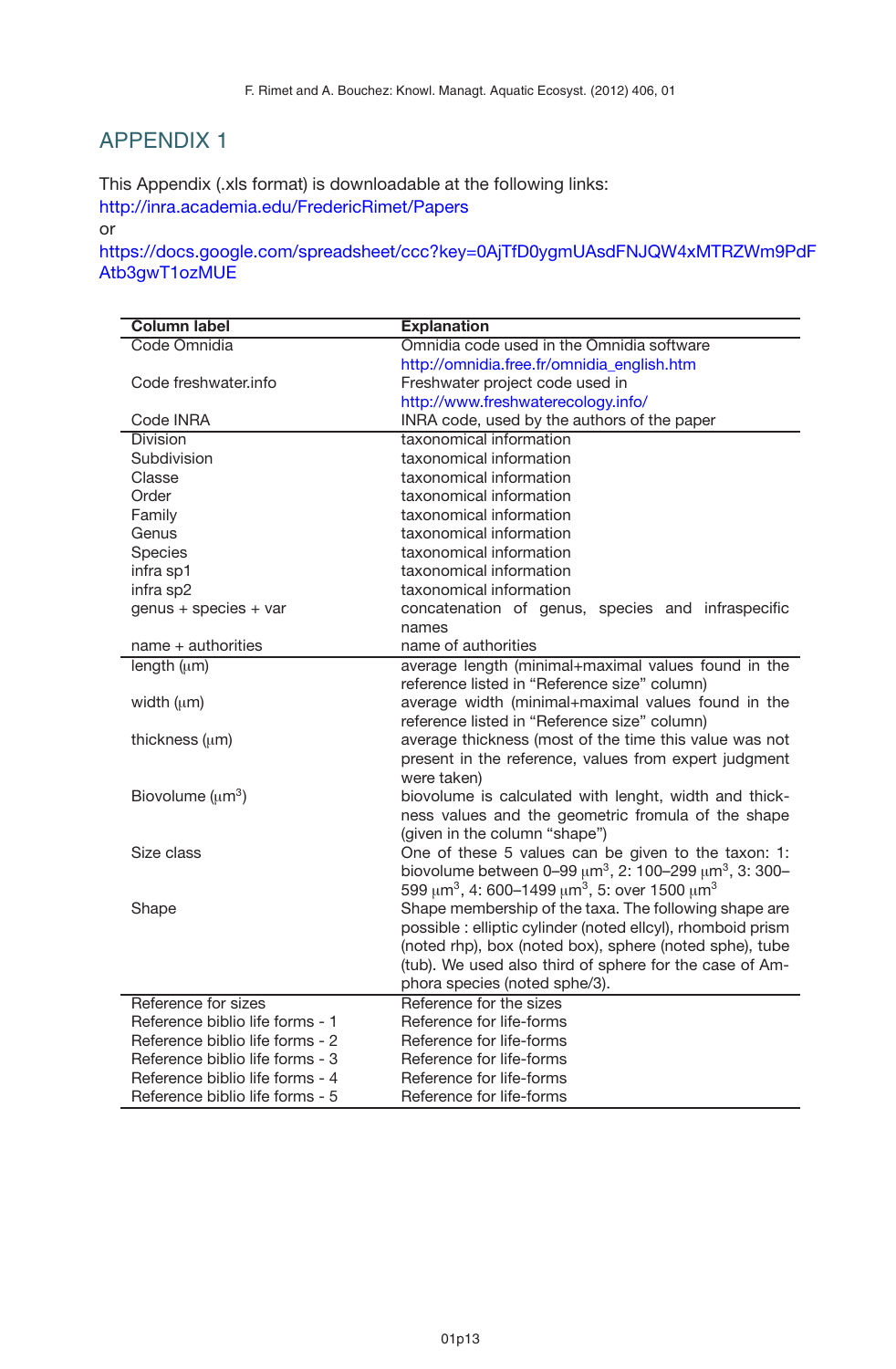## APPENDIX 1

This Appendix (.xls format) is downloadable at the following links:
http://inra.academia.edu/FredericRimet/Papers
or
https://docs.google.com/spreadsheet/ccc?key=0AjTfD0ygmUAsdFNJQW4xMTRZWm9PdFAtb3gwT1ozMUE

| Column label | Explanation |
|---|---|
| Code Omnidia | Omnidia code used in the Omnidia software http://omnidia.free.fr/omnidia_english.htm |
| Code freshwater.info | Freshwater project code used in http://www.freshwaterecology.info/ |
| Code INRA | INRA code, used by the authors of the paper |
| Division | taxonomical information |
| Subdivision | taxonomical information |
| Classe | taxonomical information |
| Order | taxonomical information |
| Family | taxonomical information |
| Genus | taxonomical information |
| Species | taxonomical information |
| infra sp1 | taxonomical information |
| infra sp2 | taxonomical information |
| genus + species + var | concatenation of genus, species and infraspecific names |
| name + authorities | name of authorities |
| length (μm) | average length (minimal+maximal values found in the reference listed in "Reference size" column) |
| width (μm) | average width (minimal+maximal values found in the reference listed in "Reference size" column) |
| thickness (μm) | average thickness (most of the time this value was not present in the reference, values from expert judgment were taken) |
| Biovolume ($\mu m^3$) | biovolume is calculated with lenght, width and thickness values and the geometric fromula of the shape (given in the column "shape") |
| Size class | One of these 5 values can be given to the taxon: 1: biovolume between 0–99 $\mu m^3$, 2: 100–299 $\mu m^3$, 3: 300–599 $\mu m^3$, 4: 600–1499 $\mu m^3$, 5: over 1500 $\mu m^3$ |
| Shape | Shape membership of the taxa. The following shape are possible : elliptic cylinder (noted ellcyl), rhomboid prism (noted rhp), box (noted box), sphere (noted sphe), tube (tub). We used also third of sphere for the case of Amphora species (noted sphe/3). |
| Reference for sizes | Reference for the sizes |
| Reference biblio life forms - 1 | Reference for life-forms |
| Reference biblio life forms - 2 | Reference for life-forms |
| Reference biblio life forms - 3 | Reference for life-forms |
| Reference biblio life forms - 4 | Reference for life-forms |
| Reference biblio life forms - 5 | Reference for life-forms |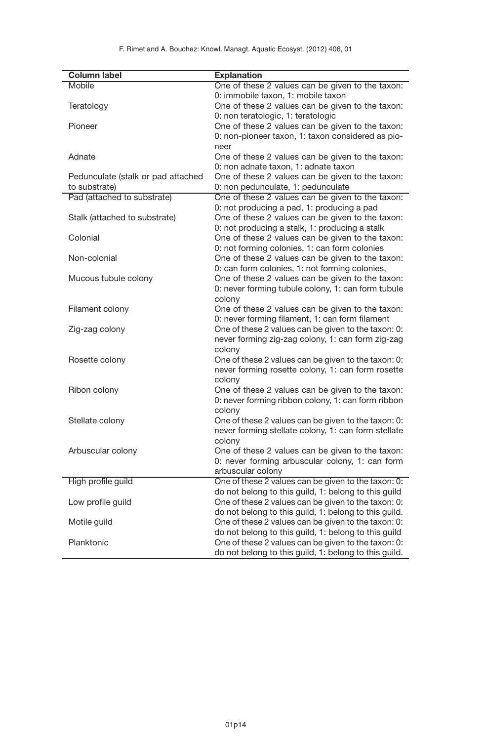| Column label | Explanation |
| --- | --- |
| Mobile | One of these 2 values can be given to the taxon: 0: immobile taxon, 1: mobile taxon |
| Teratology | One of these 2 values can be given to the taxon: 0: non teratologic, 1: teratologic |
| Pioneer | One of these 2 values can be given to the taxon: 0: non-pioneer taxon, 1: taxon considered as pioneer |
| Adnate | One of these 2 values can be given to the taxon: 0: non adnate taxon, 1: adnate taxon |
| Pedunculate (stalk or pad attached to substrate) | One of these 2 values can be given to the taxon: 0: non pedunculate, 1: pedunculate |
| Pad (attached to substrate) | One of these 2 values can be given to the taxon: 0: not producing a pad, 1: producing a pad |
| Stalk (attached to substrate) | One of these 2 values can be given to the taxon: 0: not producing a stalk, 1: producing a stalk |
| Colonial | One of these 2 values can be given to the taxon: 0: not forming colonies, 1: can form colonies |
| Non-colonial | One of these 2 values can be given to the taxon: 0: can form colonies, 1: not forming colonies, |
| Mucous tubule colony | One of these 2 values can be given to the taxon: 0: never forming tubule colony, 1: can form tubule colony |
| Filament colony | One of these 2 values can be given to the taxon: 0: never forming filament, 1: can form filament |
| Zig-zag colony | One of these 2 values can be given to the taxon: 0: never forming zig-zag colony, 1: can form zig-zag colony |
| Rosette colony | One of these 2 values can be given to the taxon: 0: never forming rosette colony, 1: can form rosette colony |
| Ribon colony | One of these 2 values can be given to the taxon: 0: never forming ribbon colony, 1: can form ribbon colony |
| Stellate colony | One of these 2 values can be given to the taxon: 0: never forming stellate colony, 1: can form stellate colony |
| Arbuscular colony | One of these 2 values can be given to the taxon: 0: never forming arbuscular colony, 1: can form arbuscular colony |
| High profile guild | One of these 2 values can be given to the taxon: 0: do not belong to this guild, 1: belong to this guild |
| Low profile guild | One of these 2 values can be given to the taxon: 0: do not belong to this guild, 1: belong to this guild. |
| Motile guild | One of these 2 values can be given to the taxon: 0: do not belong to this guild, 1: belong to this guild |
| Planktonic | One of these 2 values can be given to the taxon: 0: do not belong to this guild, 1: belong to this guild. |